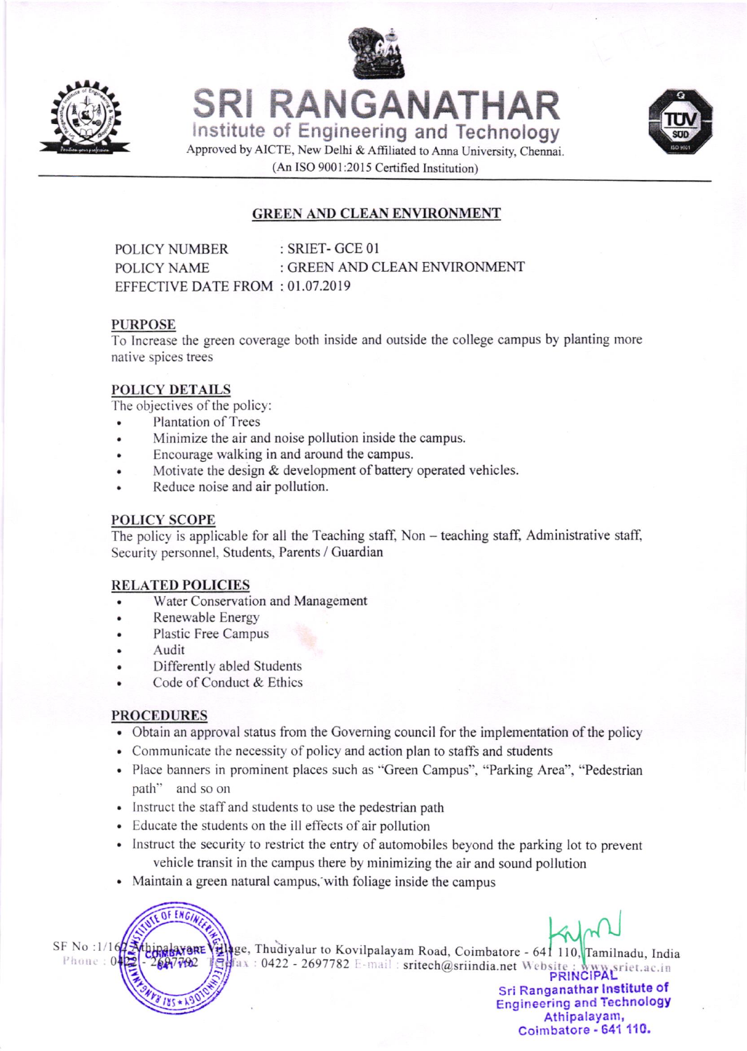# SRI RANGANATHAR

Institute of Engineering and Technology

Approved by AICTE, New Delhi & Affiliated to Anna University, Chennai.

(An ISO 9001:2015 Certified Institution)

## GREEN AND CLEAN ENVIRONMENT

POLICY NUMBER : SRIET- GCE 01

POLICY NAME : GREEN AND CLEAN ENVIRONMENT

EFFECTIVE DATE FROM : 01.07.2019

### PURPOSE

To Increase the green coverage both inside and outside the college campus by planting more native spices trees

### POLICY DETAILS

The objectives of the policy:

- Plantation of Trees
- Minimize the air and noise pollution inside the campus.
- Encourage walking in and around the campus.
- Motivate the design & development of battery operated vehicles.
- Reduce noise and air pollution.

### POLICY SCOPE

The policy is applicable for all the Teaching staff, Non – teaching staff, Administrative staff, Security personnel, Students, Parents / Guardian

### RELATED POLICIES

- Water Conservation and Management
- Renewable Energy
- Plastic Free Campus
- Audit
- Differently abled Students
- Code of Conduct & Ethics

### PROCEDURES

- Obtain an approval status from the Governing council for the implementation of the policy
- Communicate the necessity of policy and action plan to staffs and students
- Place banners in prominent places such as "Green Campus", "Parking Area", "Pedestrian path" and so on
- Instruct the staff and students to use the pedestrian path
- Educate the students on the ill effects of air pollution
- Instruct the security to restrict the entry of automobiles beyond the parking lot to prevent vehicle transit in the campus there by minimizing the air and sound pollution
- Maintain a green natural campus, with foliage inside the campus

PRINCIPAL
Sri Ranganathar Institute of Engineering and Technology
Athipalayam,
Coimbatore - 641 110.

SF No :1/162 Athipalayam Village, Thudiyalur to Kovilpalayam Road, Coimbatore - 641 110, Tamilnadu, India
Phone : 0422 - 2697702 Fax : 0422 - 2697782 E-mail : sritech@sriindia.net Website : www.sriet.ac.in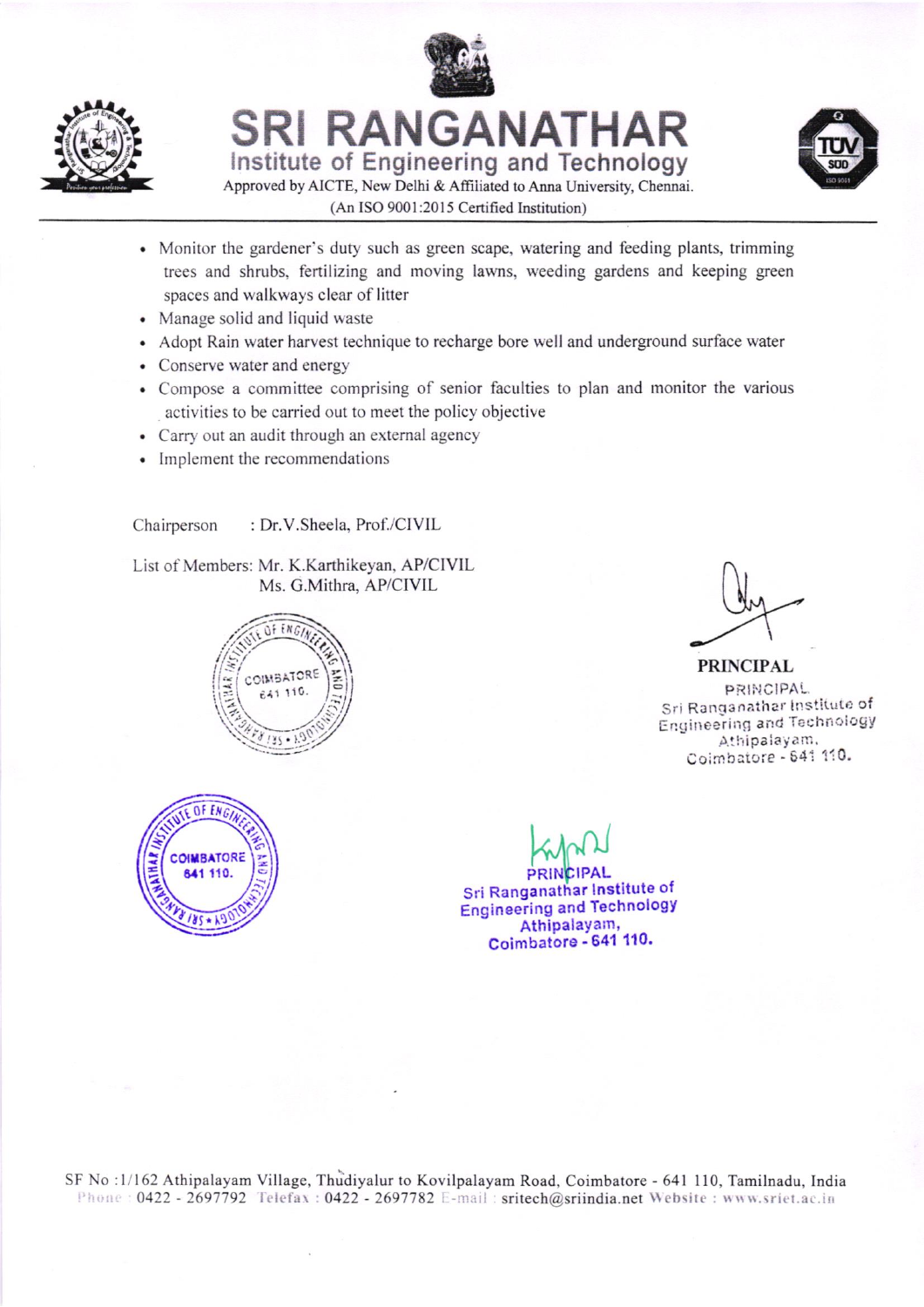- Monitor the gardener's duty such as green scape, watering and feeding plants, trimming trees and shrubs, fertilizing and moving lawns, weeding gardens and keeping green spaces and walkways clear of litter
- Manage solid and liquid waste
- Adopt Rain water harvest technique to recharge bore well and underground surface water
- Conserve water and energy
- Compose a committee comprising of senior faculties to plan and monitor the various activities to be carried out to meet the policy objective
- Carry out an audit through an external agency
- Implement the recommendations

Chairperson : Dr.V.Sheela, Prof./CIVIL

List of Members: Mr. K.Karthikeyan, AP/CIVIL
Ms. G.Mithra, AP/CIVIL

**PRINCIPAL**

PRINCIPAL
Sri Ranganathar Institute of Engineering and Technology
Athipalayam,
Coimbatore - 641 110.

PRINCIPAL
Sri Ranganathar Institute of Engineering and Technology
Athipalayam,
Coimbatore - 641 110.